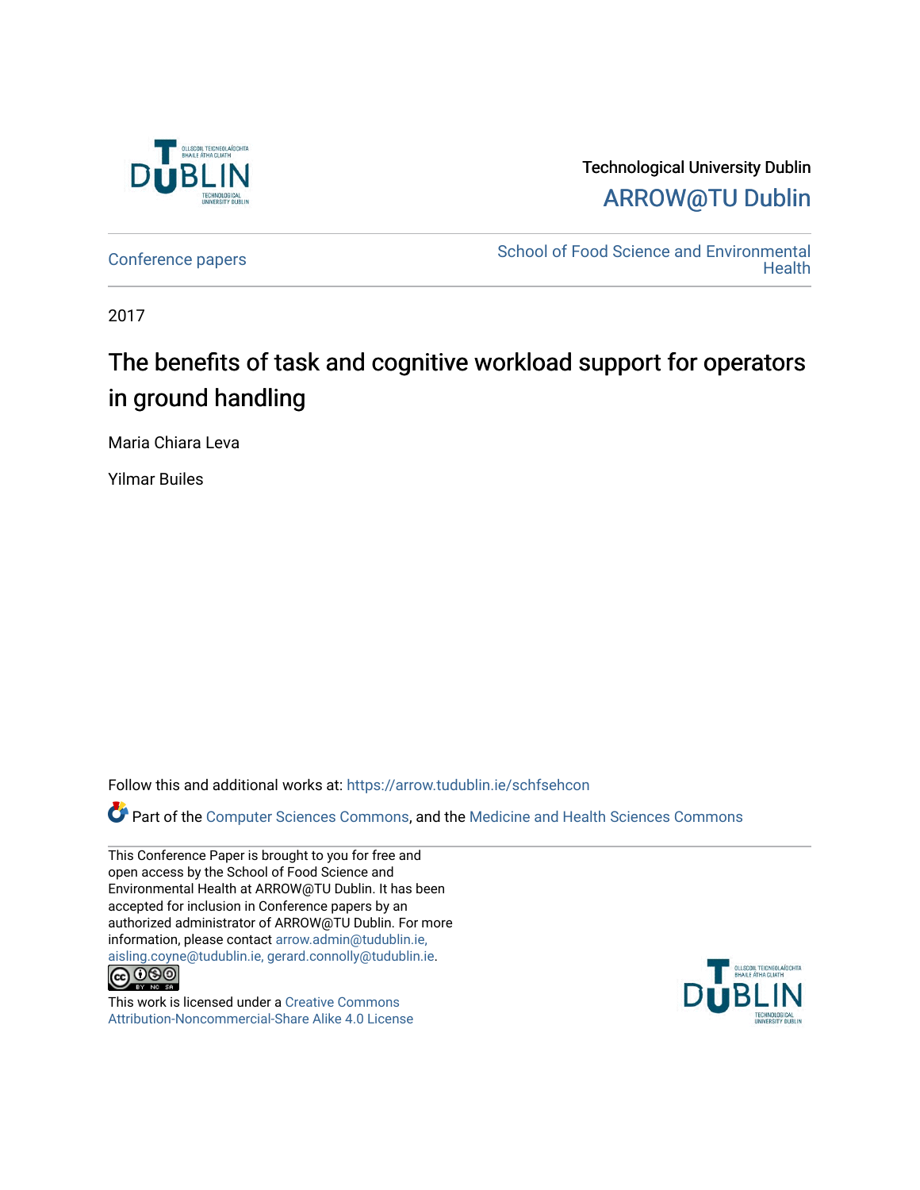Technological University Dublin

ARROW@TU Dublin

Conference papers

School of Food Science and Environmental Health

2017

# The benefits of task and cognitive workload support for operators in ground handling

Maria Chiara Leva

Yilmar Builes

Follow this and additional works at: https://arrow.tudublin.ie/schfsehcon

Part of the Computer Sciences Commons, and the Medicine and Health Sciences Commons

This Conference Paper is brought to you for free and open access by the School of Food Science and Environmental Health at ARROW@TU Dublin. It has been accepted for inclusion in Conference papers by an authorized administrator of ARROW@TU Dublin. For more information, please contact arrow.admin@tudublin.ie, aisling.coyne@tudublin.ie, gerard.connolly@tudublin.ie.

This work is licensed under a Creative Commons Attribution-Noncommercial-Share Alike 4.0 License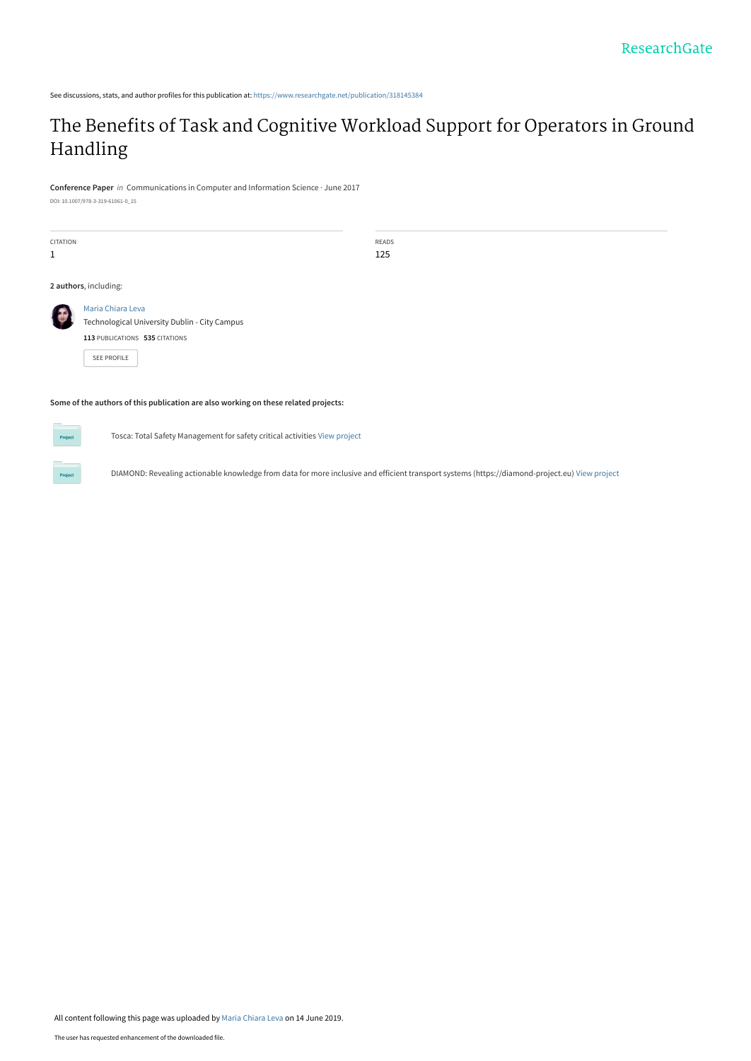See discussions, stats, and author profiles for this publication at: https://www.researchgate.net/publication/318145384

# The Benefits of Task and Cognitive Workload Support for Operators in Ground Handling

**Conference Paper** *in* Communications in Computer and Information Science · June 2017

DOI: 10.1007/978-3-319-61061-0_15

| CITATION | READS |
| --- | --- |
| 1 | 125 |

**2 authors**, including:

Maria Chiara Leva
Technological University Dublin - City Campus
**113** PUBLICATIONS **535** CITATIONS

SEE PROFILE

**Some of the authors of this publication are also working on these related projects:**

Tosca: Total Safety Management for safety critical activities View project

DIAMOND: Revealing actionable knowledge from data for more inclusive and efficient transport systems (https://diamond-project.eu) View project

All content following this page was uploaded by Maria Chiara Leva on 14 June 2019.

The user has requested enhancement of the downloaded file.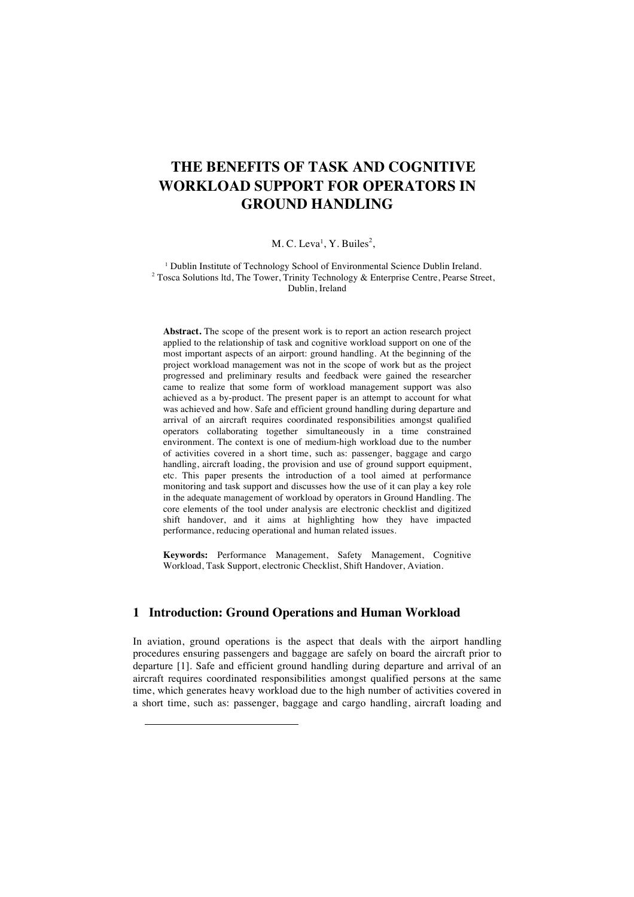# THE BENEFITS OF TASK AND COGNITIVE WORKLOAD SUPPORT FOR OPERATORS IN GROUND HANDLING

M. C. Leva[1], Y. Builes[2],

[1] Dublin Institute of Technology School of Environmental Science Dublin Ireland.
[2] Tosca Solutions ltd, The Tower, Trinity Technology & Enterprise Centre, Pearse Street, Dublin, Ireland

**Abstract.** The scope of the present work is to report an action research project applied to the relationship of task and cognitive workload support on one of the most important aspects of an airport: ground handling. At the beginning of the project workload management was not in the scope of work but as the project progressed and preliminary results and feedback were gained the researcher came to realize that some form of workload management support was also achieved as a by-product. The present paper is an attempt to account for what was achieved and how. Safe and efficient ground handling during departure and arrival of an aircraft requires coordinated responsibilities amongst qualified operators collaborating together simultaneously in a time constrained environment. The context is one of medium-high workload due to the number of activities covered in a short time, such as: passenger, baggage and cargo handling, aircraft loading, the provision and use of ground support equipment, etc. This paper presents the introduction of a tool aimed at performance monitoring and task support and discusses how the use of it can play a key role in the adequate management of workload by operators in Ground Handling. The core elements of the tool under analysis are electronic checklist and digitized shift handover, and it aims at highlighting how they have impacted performance, reducing operational and human related issues.

**Keywords:** Performance Management, Safety Management, Cognitive Workload, Task Support, electronic Checklist, Shift Handover, Aviation.

## 1 Introduction: Ground Operations and Human Workload

In aviation, ground operations is the aspect that deals with the airport handling procedures ensuring passengers and baggage are safely on board the aircraft prior to departure [1]. Safe and efficient ground handling during departure and arrival of an aircraft requires coordinated responsibilities amongst qualified persons at the same time, which generates heavy workload due to the high number of activities covered in a short time, such as: passenger, baggage and cargo handling, aircraft loading and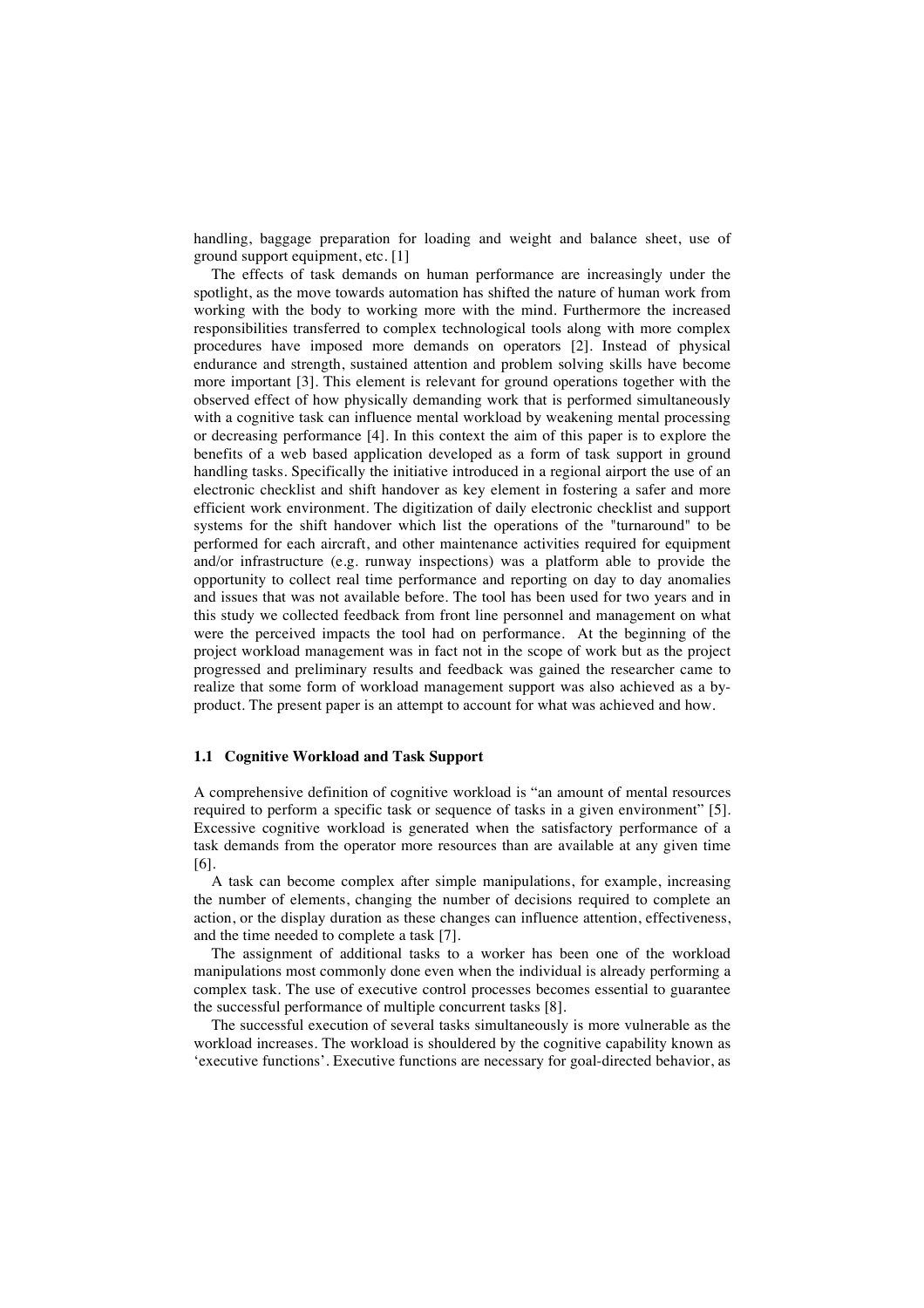handling, baggage preparation for loading and weight and balance sheet, use of ground support equipment, etc. [1]

The effects of task demands on human performance are increasingly under the spotlight, as the move towards automation has shifted the nature of human work from working with the body to working more with the mind. Furthermore the increased responsibilities transferred to complex technological tools along with more complex procedures have imposed more demands on operators [2]. Instead of physical endurance and strength, sustained attention and problem solving skills have become more important [3]. This element is relevant for ground operations together with the observed effect of how physically demanding work that is performed simultaneously with a cognitive task can influence mental workload by weakening mental processing or decreasing performance [4]. In this context the aim of this paper is to explore the benefits of a web based application developed as a form of task support in ground handling tasks. Specifically the initiative introduced in a regional airport the use of an electronic checklist and shift handover as key element in fostering a safer and more efficient work environment. The digitization of daily electronic checklist and support systems for the shift handover which list the operations of the "turnaround" to be performed for each aircraft, and other maintenance activities required for equipment and/or infrastructure (e.g. runway inspections) was a platform able to provide the opportunity to collect real time performance and reporting on day to day anomalies and issues that was not available before. The tool has been used for two years and in this study we collected feedback from front line personnel and management on what were the perceived impacts the tool had on performance. At the beginning of the project workload management was in fact not in the scope of work but as the project progressed and preliminary results and feedback was gained the researcher came to realize that some form of workload management support was also achieved as a by-product. The present paper is an attempt to account for what was achieved and how.

### 1.1 Cognitive Workload and Task Support

A comprehensive definition of cognitive workload is "an amount of mental resources required to perform a specific task or sequence of tasks in a given environment" [5]. Excessive cognitive workload is generated when the satisfactory performance of a task demands from the operator more resources than are available at any given time [6].

A task can become complex after simple manipulations, for example, increasing the number of elements, changing the number of decisions required to complete an action, or the display duration as these changes can influence attention, effectiveness, and the time needed to complete a task [7].

The assignment of additional tasks to a worker has been one of the workload manipulations most commonly done even when the individual is already performing a complex task. The use of executive control processes becomes essential to guarantee the successful performance of multiple concurrent tasks [8].

The successful execution of several tasks simultaneously is more vulnerable as the workload increases. The workload is shouldered by the cognitive capability known as 'executive functions'. Executive functions are necessary for goal-directed behavior, as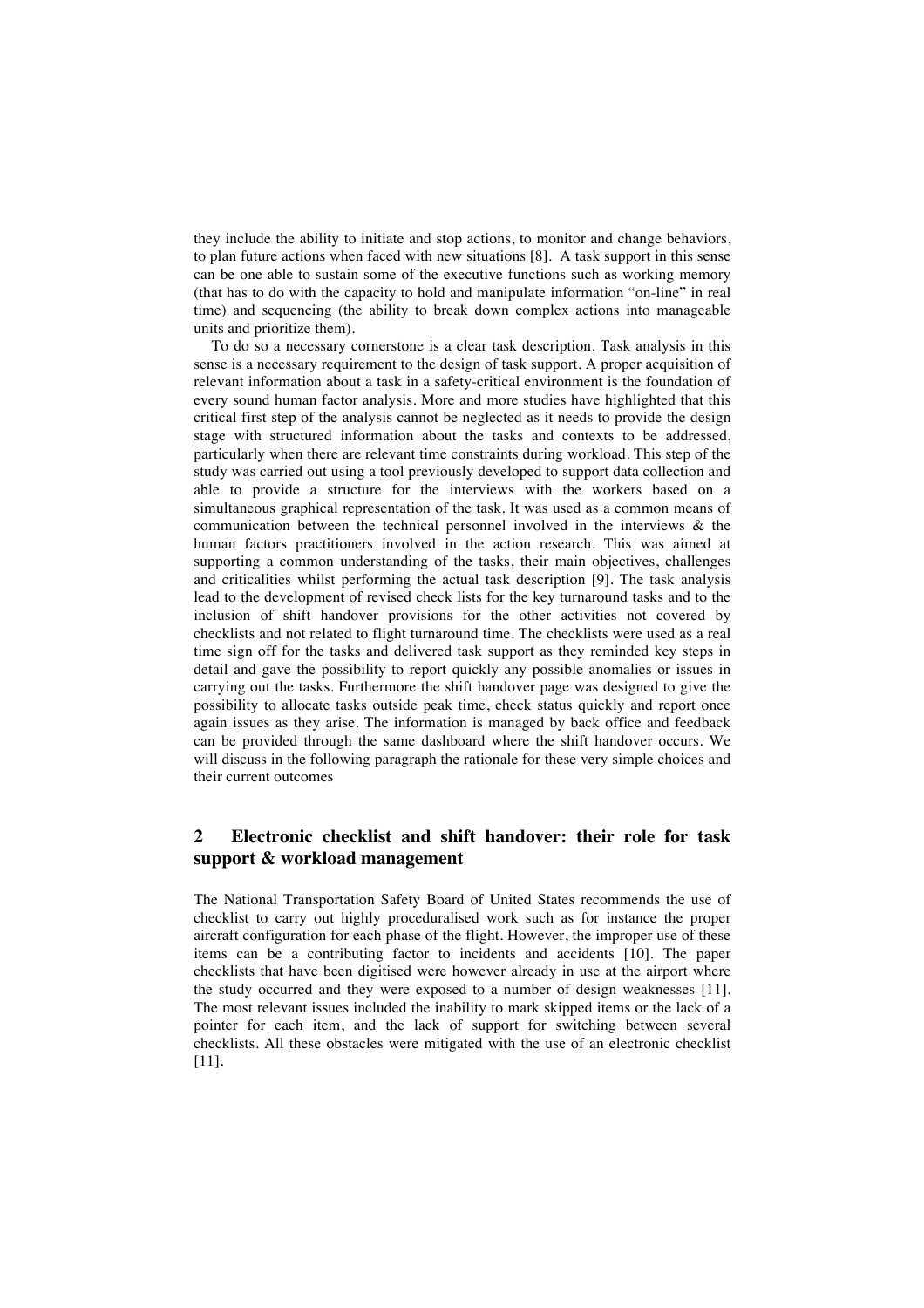they include the ability to initiate and stop actions, to monitor and change behaviors, to plan future actions when faced with new situations [8]. A task support in this sense can be one able to sustain some of the executive functions such as working memory (that has to do with the capacity to hold and manipulate information "on-line" in real time) and sequencing (the ability to break down complex actions into manageable units and prioritize them).

To do so a necessary cornerstone is a clear task description. Task analysis in this sense is a necessary requirement to the design of task support. A proper acquisition of relevant information about a task in a safety-critical environment is the foundation of every sound human factor analysis. More and more studies have highlighted that this critical first step of the analysis cannot be neglected as it needs to provide the design stage with structured information about the tasks and contexts to be addressed, particularly when there are relevant time constraints during workload. This step of the study was carried out using a tool previously developed to support data collection and able to provide a structure for the interviews with the workers based on a simultaneous graphical representation of the task. It was used as a common means of communication between the technical personnel involved in the interviews & the human factors practitioners involved in the action research. This was aimed at supporting a common understanding of the tasks, their main objectives, challenges and criticalities whilst performing the actual task description [9]. The task analysis lead to the development of revised check lists for the key turnaround tasks and to the inclusion of shift handover provisions for the other activities not covered by checklists and not related to flight turnaround time. The checklists were used as a real time sign off for the tasks and delivered task support as they reminded key steps in detail and gave the possibility to report quickly any possible anomalies or issues in carrying out the tasks. Furthermore the shift handover page was designed to give the possibility to allocate tasks outside peak time, check status quickly and report once again issues as they arise. The information is managed by back office and feedback can be provided through the same dashboard where the shift handover occurs. We will discuss in the following paragraph the rationale for these very simple choices and their current outcomes

## 2 Electronic checklist and shift handover: their role for task support & workload management

The National Transportation Safety Board of United States recommends the use of checklist to carry out highly proceduralised work such as for instance the proper aircraft configuration for each phase of the flight. However, the improper use of these items can be a contributing factor to incidents and accidents [10]. The paper checklists that have been digitised were however already in use at the airport where the study occurred and they were exposed to a number of design weaknesses [11]. The most relevant issues included the inability to mark skipped items or the lack of a pointer for each item, and the lack of support for switching between several checklists. All these obstacles were mitigated with the use of an electronic checklist [11].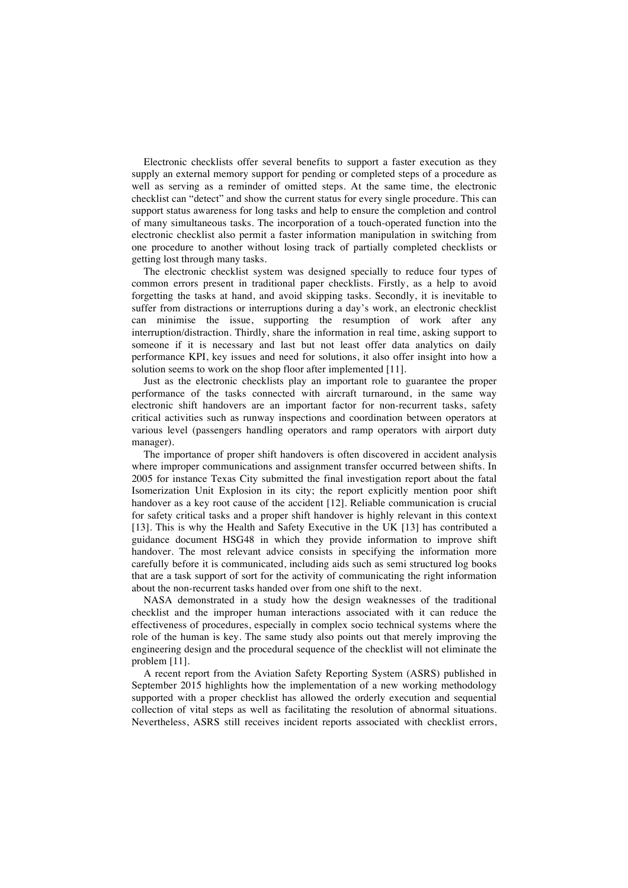Electronic checklists offer several benefits to support a faster execution as they supply an external memory support for pending or completed steps of a procedure as well as serving as a reminder of omitted steps. At the same time, the electronic checklist can "detect" and show the current status for every single procedure. This can support status awareness for long tasks and help to ensure the completion and control of many simultaneous tasks. The incorporation of a touch-operated function into the electronic checklist also permit a faster information manipulation in switching from one procedure to another without losing track of partially completed checklists or getting lost through many tasks.

The electronic checklist system was designed specially to reduce four types of common errors present in traditional paper checklists. Firstly, as a help to avoid forgetting the tasks at hand, and avoid skipping tasks. Secondly, it is inevitable to suffer from distractions or interruptions during a day's work, an electronic checklist can minimise the issue, supporting the resumption of work after any interruption/distraction. Thirdly, share the information in real time, asking support to someone if it is necessary and last but not least offer data analytics on daily performance KPI, key issues and need for solutions, it also offer insight into how a solution seems to work on the shop floor after implemented [11].

Just as the electronic checklists play an important role to guarantee the proper performance of the tasks connected with aircraft turnaround, in the same way electronic shift handovers are an important factor for non-recurrent tasks, safety critical activities such as runway inspections and coordination between operators at various level (passengers handling operators and ramp operators with airport duty manager).

The importance of proper shift handovers is often discovered in accident analysis where improper communications and assignment transfer occurred between shifts. In 2005 for instance Texas City submitted the final investigation report about the fatal Isomerization Unit Explosion in its city; the report explicitly mention poor shift handover as a key root cause of the accident [12]. Reliable communication is crucial for safety critical tasks and a proper shift handover is highly relevant in this context [13]. This is why the Health and Safety Executive in the UK [13] has contributed a guidance document HSG48 in which they provide information to improve shift handover. The most relevant advice consists in specifying the information more carefully before it is communicated, including aids such as semi structured log books that are a task support of sort for the activity of communicating the right information about the non-recurrent tasks handed over from one shift to the next.

NASA demonstrated in a study how the design weaknesses of the traditional checklist and the improper human interactions associated with it can reduce the effectiveness of procedures, especially in complex socio technical systems where the role of the human is key. The same study also points out that merely improving the engineering design and the procedural sequence of the checklist will not eliminate the problem [11].

A recent report from the Aviation Safety Reporting System (ASRS) published in September 2015 highlights how the implementation of a new working methodology supported with a proper checklist has allowed the orderly execution and sequential collection of vital steps as well as facilitating the resolution of abnormal situations. Nevertheless, ASRS still receives incident reports associated with checklist errors,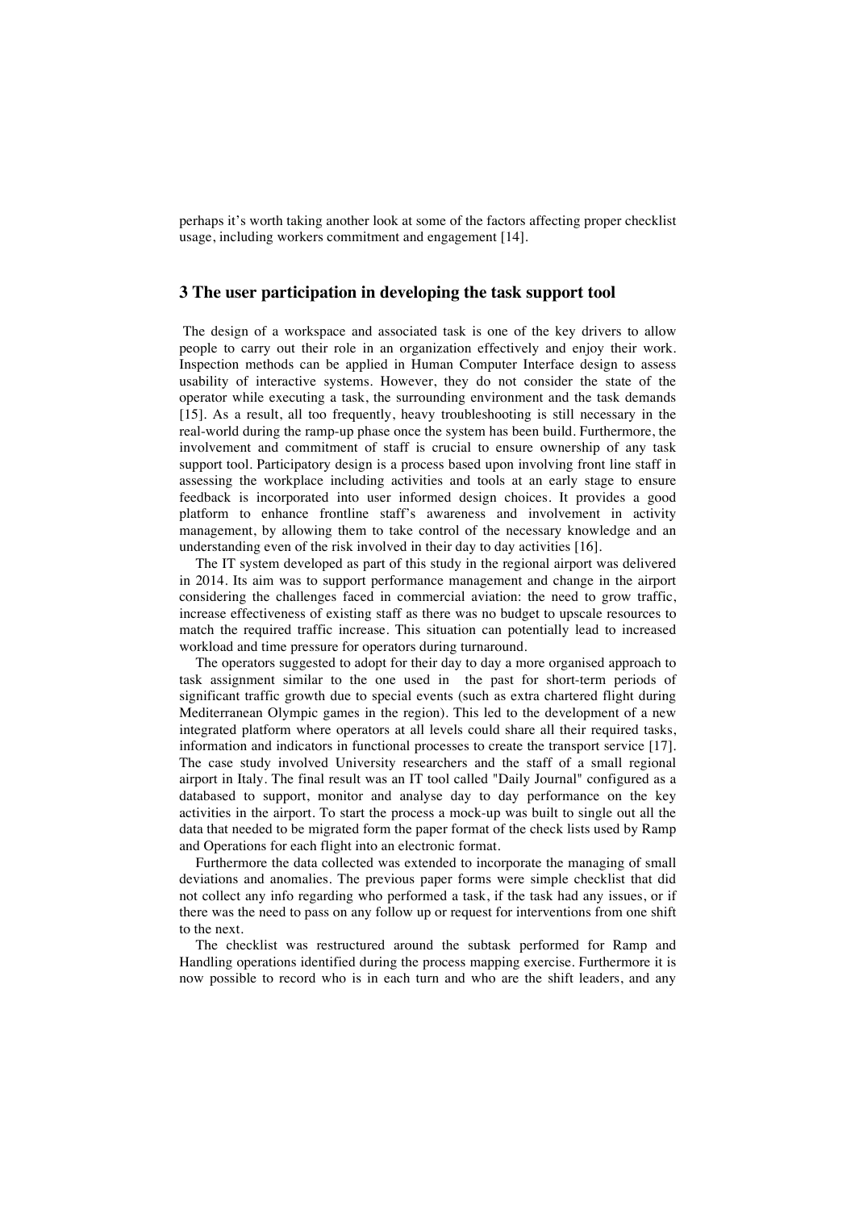perhaps it's worth taking another look at some of the factors affecting proper checklist usage, including workers commitment and engagement [14].

## 3 The user participation in developing the task support tool

The design of a workspace and associated task is one of the key drivers to allow people to carry out their role in an organization effectively and enjoy their work. Inspection methods can be applied in Human Computer Interface design to assess usability of interactive systems. However, they do not consider the state of the operator while executing a task, the surrounding environment and the task demands [15]. As a result, all too frequently, heavy troubleshooting is still necessary in the real-world during the ramp-up phase once the system has been build. Furthermore, the involvement and commitment of staff is crucial to ensure ownership of any task support tool. Participatory design is a process based upon involving front line staff in assessing the workplace including activities and tools at an early stage to ensure feedback is incorporated into user informed design choices. It provides a good platform to enhance frontline staff's awareness and involvement in activity management, by allowing them to take control of the necessary knowledge and an understanding even of the risk involved in their day to day activities [16].

The IT system developed as part of this study in the regional airport was delivered in 2014. Its aim was to support performance management and change in the airport considering the challenges faced in commercial aviation: the need to grow traffic, increase effectiveness of existing staff as there was no budget to upscale resources to match the required traffic increase. This situation can potentially lead to increased workload and time pressure for operators during turnaround.

The operators suggested to adopt for their day to day a more organised approach to task assignment similar to the one used in the past for short-term periods of significant traffic growth due to special events (such as extra chartered flight during Mediterranean Olympic games in the region). This led to the development of a new integrated platform where operators at all levels could share all their required tasks, information and indicators in functional processes to create the transport service [17]. The case study involved University researchers and the staff of a small regional airport in Italy. The final result was an IT tool called "Daily Journal" configured as a databased to support, monitor and analyse day to day performance on the key activities in the airport. To start the process a mock-up was built to single out all the data that needed to be migrated form the paper format of the check lists used by Ramp and Operations for each flight into an electronic format.

Furthermore the data collected was extended to incorporate the managing of small deviations and anomalies. The previous paper forms were simple checklist that did not collect any info regarding who performed a task, if the task had any issues, or if there was the need to pass on any follow up or request for interventions from one shift to the next.

The checklist was restructured around the subtask performed for Ramp and Handling operations identified during the process mapping exercise. Furthermore it is now possible to record who is in each turn and who are the shift leaders, and any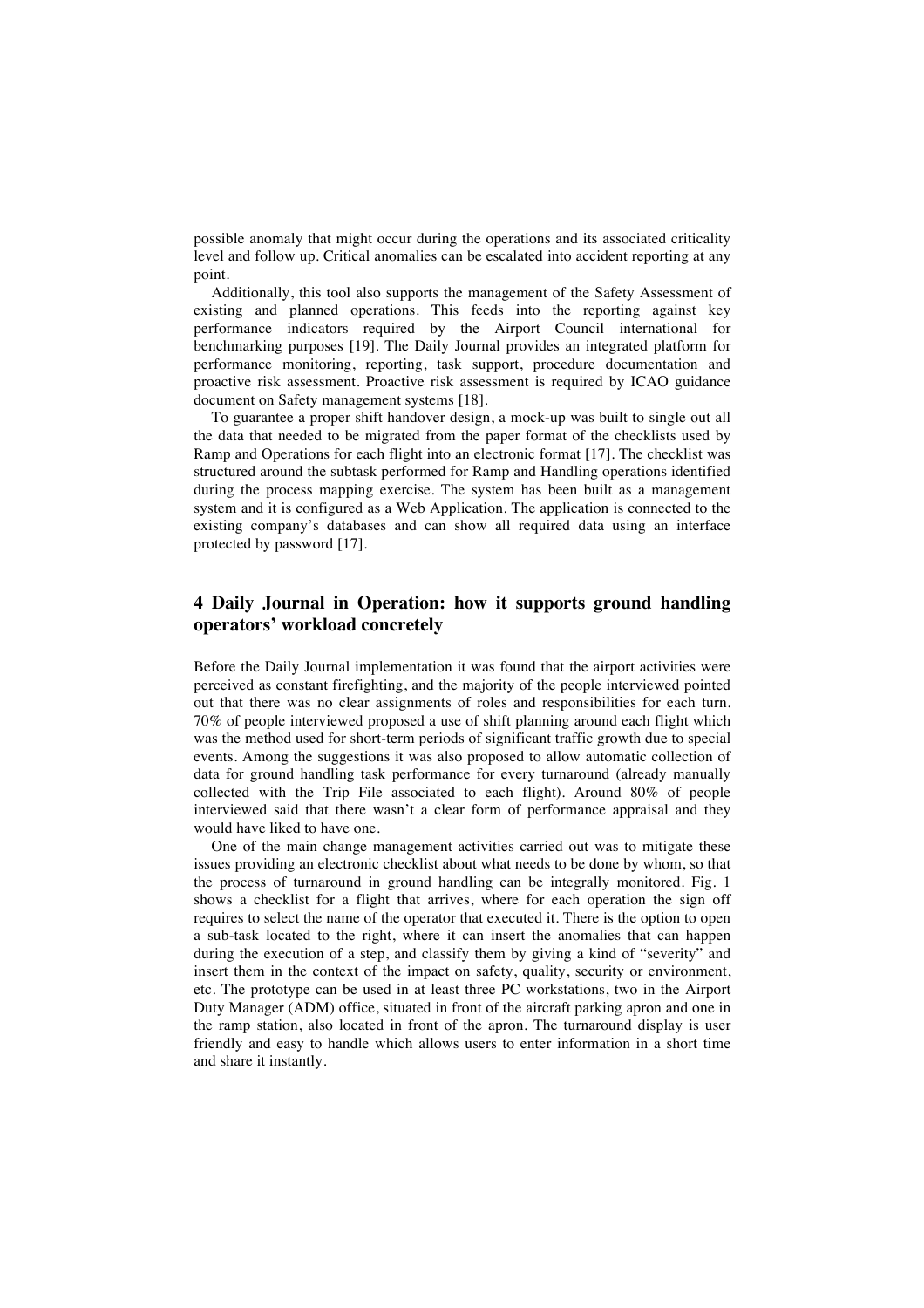possible anomaly that might occur during the operations and its associated criticality level and follow up. Critical anomalies can be escalated into accident reporting at any point.

Additionally, this tool also supports the management of the Safety Assessment of existing and planned operations. This feeds into the reporting against key performance indicators required by the Airport Council international for benchmarking purposes [19]. The Daily Journal provides an integrated platform for performance monitoring, reporting, task support, procedure documentation and proactive risk assessment. Proactive risk assessment is required by ICAO guidance document on Safety management systems [18].

To guarantee a proper shift handover design, a mock-up was built to single out all the data that needed to be migrated from the paper format of the checklists used by Ramp and Operations for each flight into an electronic format [17]. The checklist was structured around the subtask performed for Ramp and Handling operations identified during the process mapping exercise. The system has been built as a management system and it is configured as a Web Application. The application is connected to the existing company's databases and can show all required data using an interface protected by password [17].

## 4 Daily Journal in Operation: how it supports ground handling operators' workload concretely

Before the Daily Journal implementation it was found that the airport activities were perceived as constant firefighting, and the majority of the people interviewed pointed out that there was no clear assignments of roles and responsibilities for each turn. 70% of people interviewed proposed a use of shift planning around each flight which was the method used for short-term periods of significant traffic growth due to special events. Among the suggestions it was also proposed to allow automatic collection of data for ground handling task performance for every turnaround (already manually collected with the Trip File associated to each flight). Around 80% of people interviewed said that there wasn't a clear form of performance appraisal and they would have liked to have one.

One of the main change management activities carried out was to mitigate these issues providing an electronic checklist about what needs to be done by whom, so that the process of turnaround in ground handling can be integrally monitored. Fig. 1 shows a checklist for a flight that arrives, where for each operation the sign off requires to select the name of the operator that executed it. There is the option to open a sub-task located to the right, where it can insert the anomalies that can happen during the execution of a step, and classify them by giving a kind of "severity" and insert them in the context of the impact on safety, quality, security or environment, etc. The prototype can be used in at least three PC workstations, two in the Airport Duty Manager (ADM) office, situated in front of the aircraft parking apron and one in the ramp station, also located in front of the apron. The turnaround display is user friendly and easy to handle which allows users to enter information in a short time and share it instantly.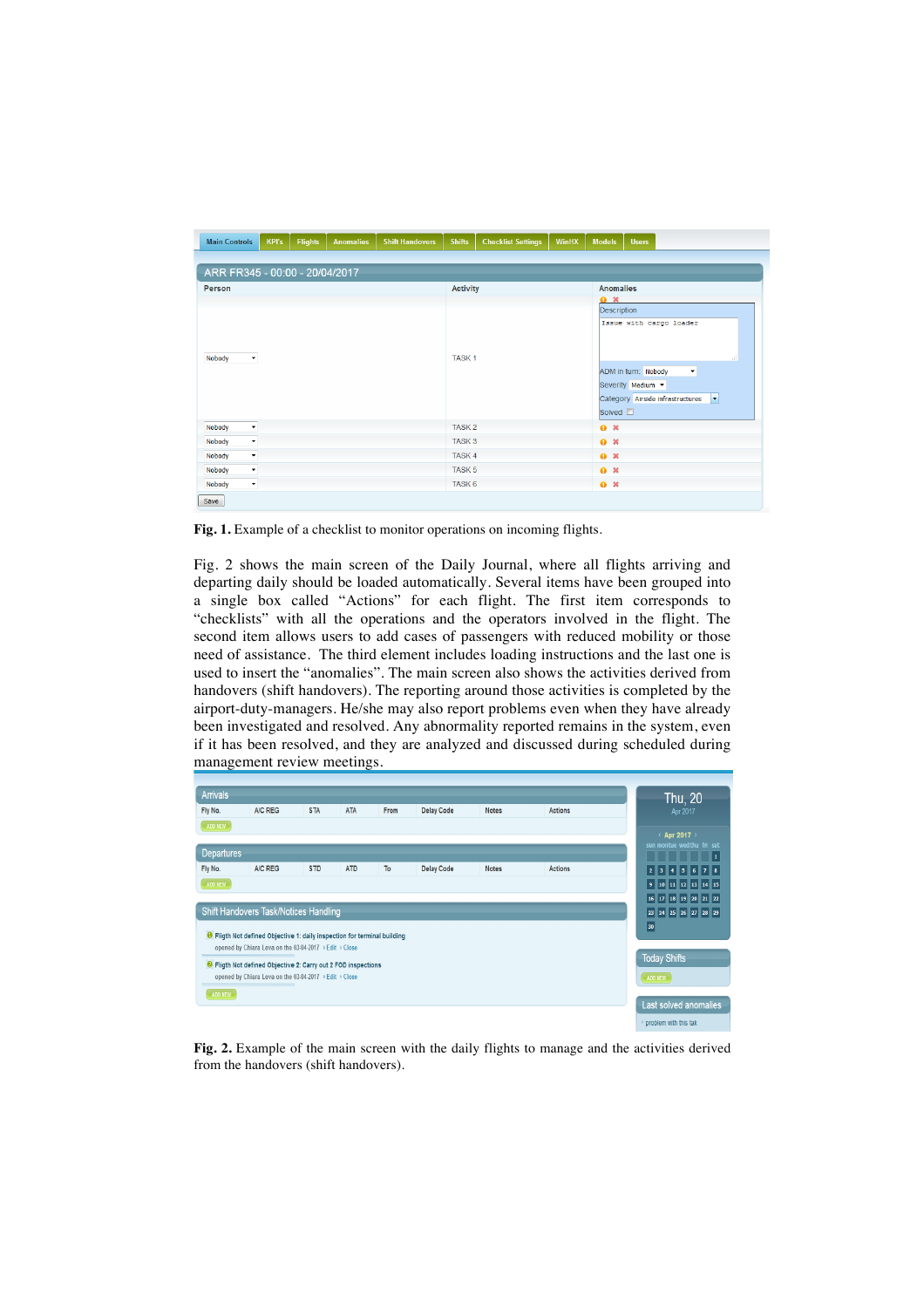**Fig. 1.** Example of a checklist to monitor operations on incoming flights.

Fig. 2 shows the main screen of the Daily Journal, where all flights arriving and departing daily should be loaded automatically. Several items have been grouped into a single box called “Actions” for each flight. The first item corresponds to “checklists” with all the operations and the operators involved in the flight. The second item allows users to add cases of passengers with reduced mobility or those need of assistance. The third element includes loading instructions and the last one is used to insert the “anomalies”. The main screen also shows the activities derived from handovers (shift handovers). The reporting around those activities is completed by the airport-duty-managers. He/she may also report problems even when they have already been investigated and resolved. Any abnormality reported remains in the system, even if it has been resolved, and they are analyzed and discussed during scheduled during management review meetings.

**Fig. 2.** Example of the main screen with the daily flights to manage and the activities derived from the handovers (shift handovers).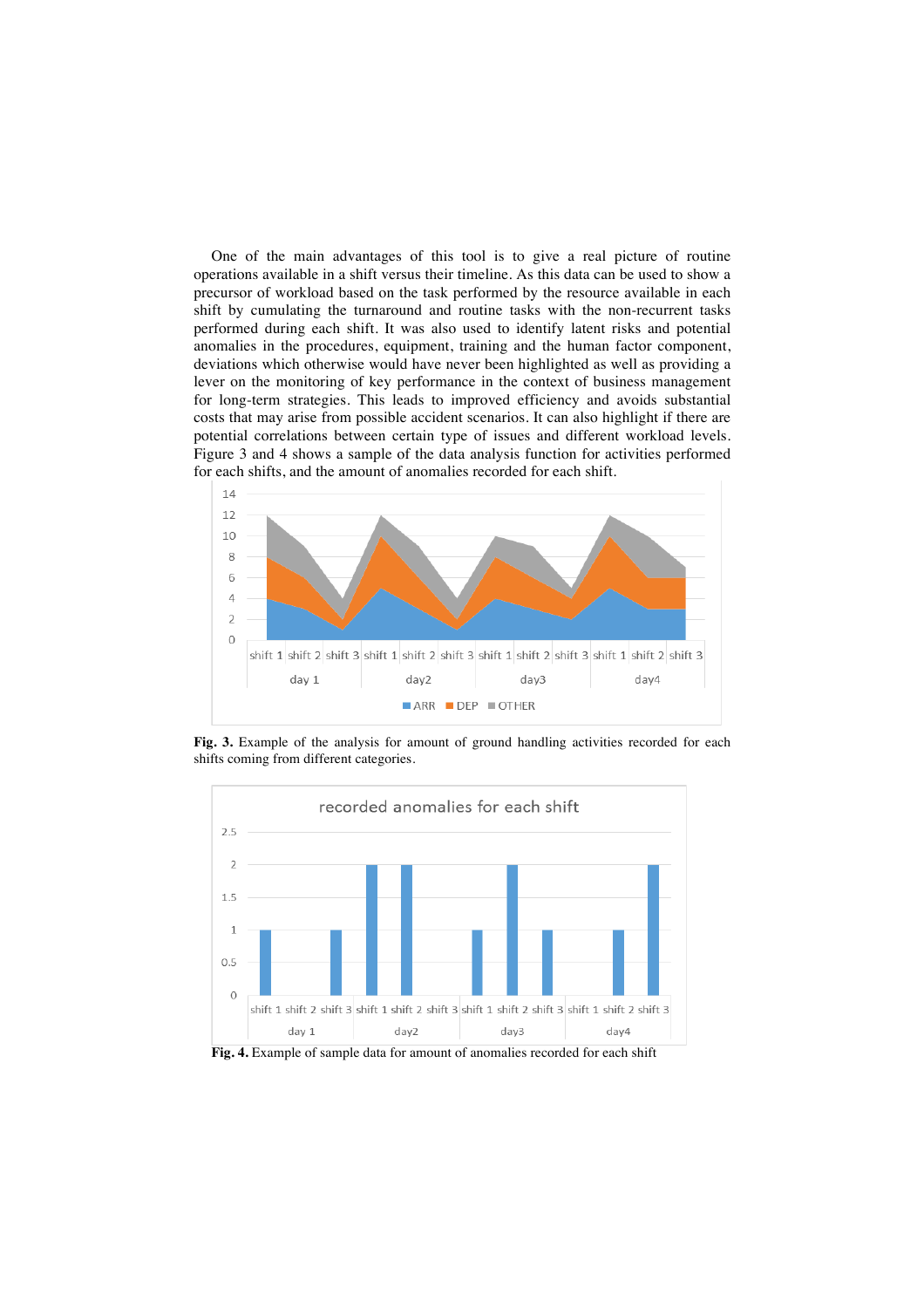One of the main advantages of this tool is to give a real picture of routine operations available in a shift versus their timeline. As this data can be used to show a precursor of workload based on the task performed by the resource available in each shift by cumulating the turnaround and routine tasks with the non-recurrent tasks performed during each shift. It was also used to identify latent risks and potential anomalies in the procedures, equipment, training and the human factor component, deviations which otherwise would have never been highlighted as well as providing a lever on the monitoring of key performance in the context of business management for long-term strategies. This leads to improved efficiency and avoids substantial costs that may arise from possible accident scenarios. It can also highlight if there are potential correlations between certain type of issues and different workload levels. Figure 3 and 4 shows a sample of the data analysis function for activities performed for each shifts, and the amount of anomalies recorded for each shift.

**Fig. 3.** Example of the analysis for amount of ground handling activities recorded for each shifts coming from different categories.

**Fig. 4.** Example of sample data for amount of anomalies recorded for each shift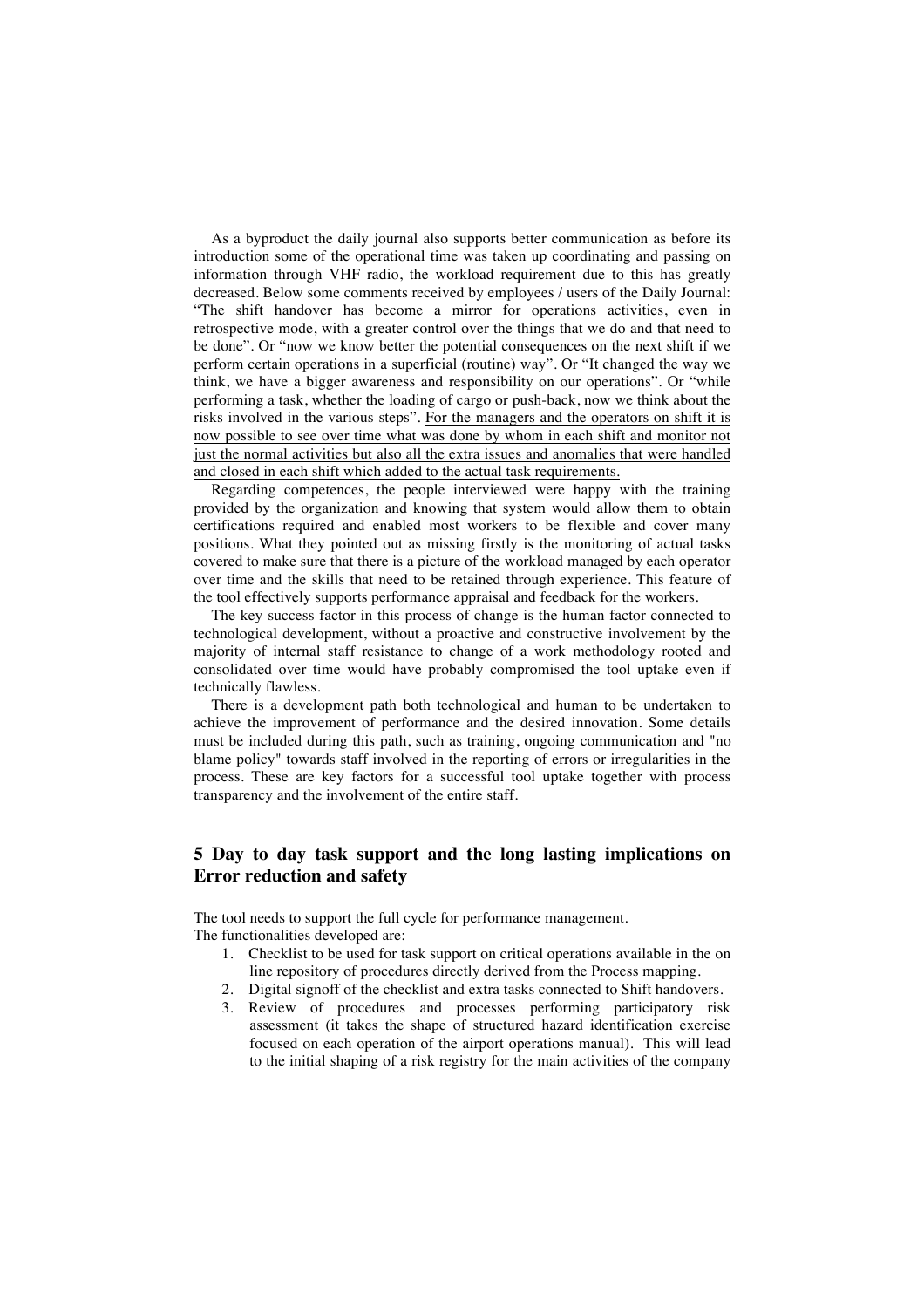As a byproduct the daily journal also supports better communication as before its introduction some of the operational time was taken up coordinating and passing on information through VHF radio, the workload requirement due to this has greatly decreased. Below some comments received by employees / users of the Daily Journal: "The shift handover has become a mirror for operations activities, even in retrospective mode, with a greater control over the things that we do and that need to be done". Or "now we know better the potential consequences on the next shift if we perform certain operations in a superficial (routine) way". Or "It changed the way we think, we have a bigger awareness and responsibility on our operations". Or "while performing a task, whether the loading of cargo or push-back, now we think about the risks involved in the various steps". <u>For the managers and the operators on shift it is now possible to see over time what was done by whom in each shift and monitor not just the normal activities but also all the extra issues and anomalies that were handled and closed in each shift which added to the actual task requirements.</u>

Regarding competences, the people interviewed were happy with the training provided by the organization and knowing that system would allow them to obtain certifications required and enabled most workers to be flexible and cover many positions. What they pointed out as missing firstly is the monitoring of actual tasks covered to make sure that there is a picture of the workload managed by each operator over time and the skills that need to be retained through experience. This feature of the tool effectively supports performance appraisal and feedback for the workers.

The key success factor in this process of change is the human factor connected to technological development, without a proactive and constructive involvement by the majority of internal staff resistance to change of a work methodology rooted and consolidated over time would have probably compromised the tool uptake even if technically flawless.

There is a development path both technological and human to be undertaken to achieve the improvement of performance and the desired innovation. Some details must be included during this path, such as training, ongoing communication and "no blame policy" towards staff involved in the reporting of errors or irregularities in the process. These are key factors for a successful tool uptake together with process transparency and the involvement of the entire staff.

## 5 Day to day task support and the long lasting implications on Error reduction and safety

The tool needs to support the full cycle for performance management.
The functionalities developed are:

1. Checklist to be used for task support on critical operations available in the on line repository of procedures directly derived from the Process mapping.
2. Digital signoff of the checklist and extra tasks connected to Shift handovers.
3. Review of procedures and processes performing participatory risk assessment (it takes the shape of structured hazard identification exercise focused on each operation of the airport operations manual). This will lead to the initial shaping of a risk registry for the main activities of the company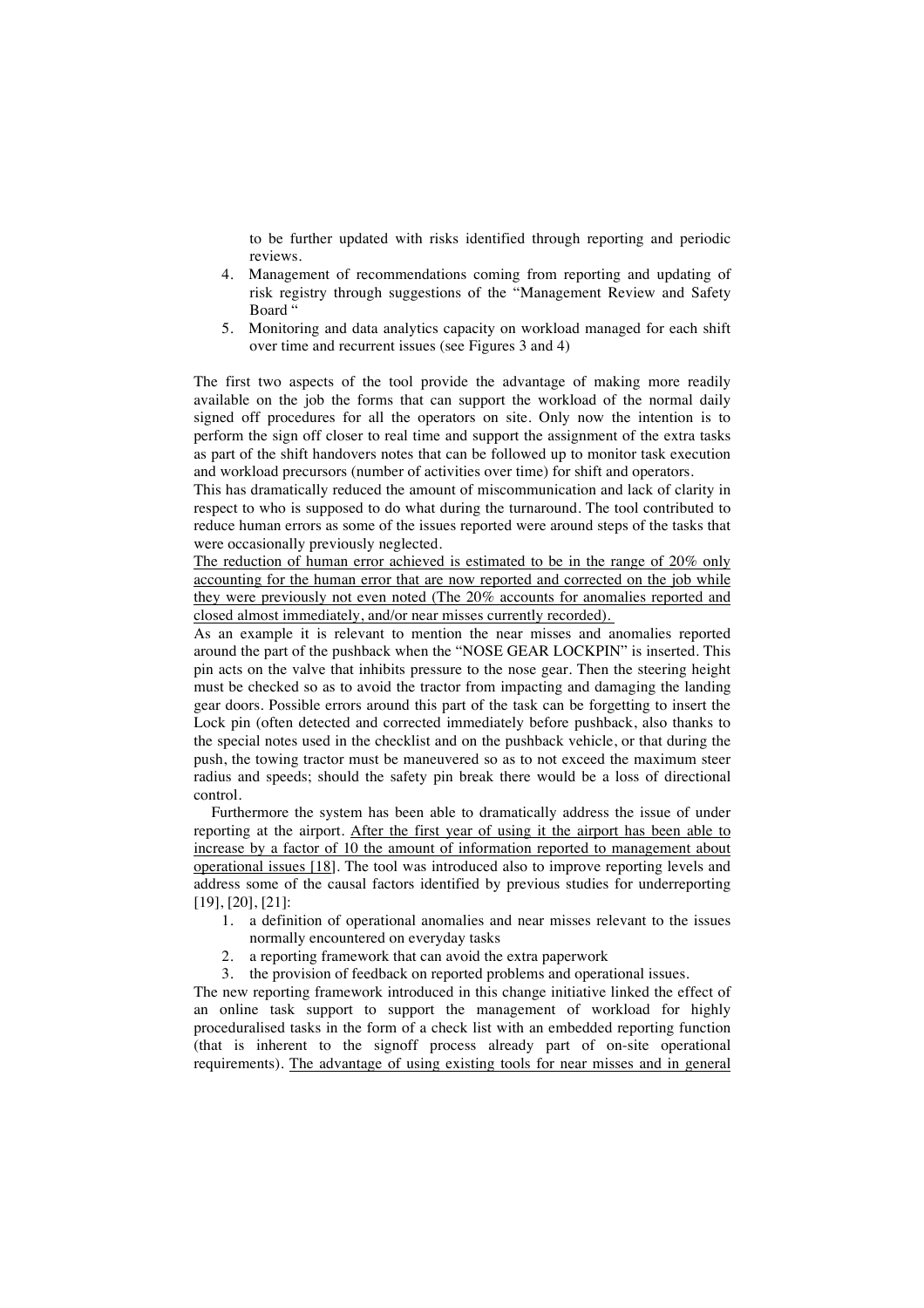to be further updated with risks identified through reporting and periodic reviews.

4. Management of recommendations coming from reporting and updating of risk registry through suggestions of the "Management Review and Safety Board "
5. Monitoring and data analytics capacity on workload managed for each shift over time and recurrent issues (see Figures 3 and 4)

The first two aspects of the tool provide the advantage of making more readily available on the job the forms that can support the workload of the normal daily signed off procedures for all the operators on site. Only now the intention is to perform the sign off closer to real time and support the assignment of the extra tasks as part of the shift handovers notes that can be followed up to monitor task execution and workload precursors (number of activities over time) for shift and operators.

This has dramatically reduced the amount of miscommunication and lack of clarity in respect to who is supposed to do what during the turnaround. The tool contributed to reduce human errors as some of the issues reported were around steps of the tasks that were occasionally previously neglected.

<u>The reduction of human error achieved is estimated to be in the range of 20% only accounting for the human error that are now reported and corrected on the job while they were previously not even noted (The 20% accounts for anomalies reported and closed almost immediately, and/or near misses currently recorded).</u>

As an example it is relevant to mention the near misses and anomalies reported around the part of the pushback when the "NOSE GEAR LOCKPIN" is inserted. This pin acts on the valve that inhibits pressure to the nose gear. Then the steering height must be checked so as to avoid the tractor from impacting and damaging the landing gear doors. Possible errors around this part of the task can be forgetting to insert the Lock pin (often detected and corrected immediately before pushback, also thanks to the special notes used in the checklist and on the pushback vehicle, or that during the push, the towing tractor must be maneuvered so as to not exceed the maximum steer radius and speeds; should the safety pin break there would be a loss of directional control.

Furthermore the system has been able to dramatically address the issue of under reporting at the airport. <u>After the first year of using it the airport has been able to increase by a factor of 10 the amount of information reported to management about operational issues [18]</u>. The tool was introduced also to improve reporting levels and address some of the causal factors identified by previous studies for underreporting [19], [20], [21]:

1. a definition of operational anomalies and near misses relevant to the issues normally encountered on everyday tasks
2. a reporting framework that can avoid the extra paperwork
3. the provision of feedback on reported problems and operational issues.

The new reporting framework introduced in this change initiative linked the effect of an online task support to support the management of workload for highly proceduralised tasks in the form of a check list with an embedded reporting function (that is inherent to the signoff process already part of on-site operational requirements). <u>The advantage of using existing tools for near misses and in general</u>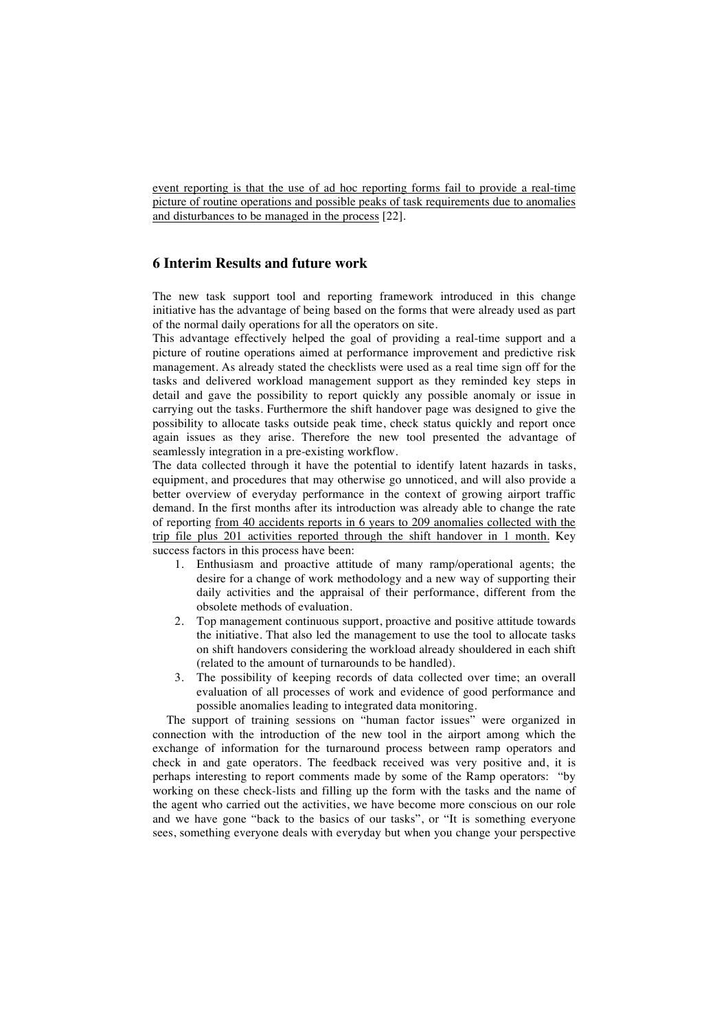event reporting is that the use of ad hoc reporting forms fail to provide a real-time picture of routine operations and possible peaks of task requirements due to anomalies and disturbances to be managed in the process [22].

## 6 Interim Results and future work

The new task support tool and reporting framework introduced in this change initiative has the advantage of being based on the forms that were already used as part of the normal daily operations for all the operators on site.

This advantage effectively helped the goal of providing a real-time support and a picture of routine operations aimed at performance improvement and predictive risk management. As already stated the checklists were used as a real time sign off for the tasks and delivered workload management support as they reminded key steps in detail and gave the possibility to report quickly any possible anomaly or issue in carrying out the tasks. Furthermore the shift handover page was designed to give the possibility to allocate tasks outside peak time, check status quickly and report once again issues as they arise. Therefore the new tool presented the advantage of seamlessly integration in a pre-existing workflow.

The data collected through it have the potential to identify latent hazards in tasks, equipment, and procedures that may otherwise go unnoticed, and will also provide a better overview of everyday performance in the context of growing airport traffic demand. In the first months after its introduction was already able to change the rate of reporting from 40 accidents reports in 6 years to 209 anomalies collected with the trip file plus 201 activities reported through the shift handover in 1 month. Key success factors in this process have been:

1. Enthusiasm and proactive attitude of many ramp/operational agents; the desire for a change of work methodology and a new way of supporting their daily activities and the appraisal of their performance, different from the obsolete methods of evaluation.
2. Top management continuous support, proactive and positive attitude towards the initiative. That also led the management to use the tool to allocate tasks on shift handovers considering the workload already shouldered in each shift (related to the amount of turnarounds to be handled).
3. The possibility of keeping records of data collected over time; an overall evaluation of all processes of work and evidence of good performance and possible anomalies leading to integrated data monitoring.

The support of training sessions on "human factor issues" were organized in connection with the introduction of the new tool in the airport among which the exchange of information for the turnaround process between ramp operators and check in and gate operators. The feedback received was very positive and, it is perhaps interesting to report comments made by some of the Ramp operators: "by working on these check-lists and filling up the form with the tasks and the name of the agent who carried out the activities, we have become more conscious on our role and we have gone "back to the basics of our tasks", or "It is something everyone sees, something everyone deals with everyday but when you change your perspective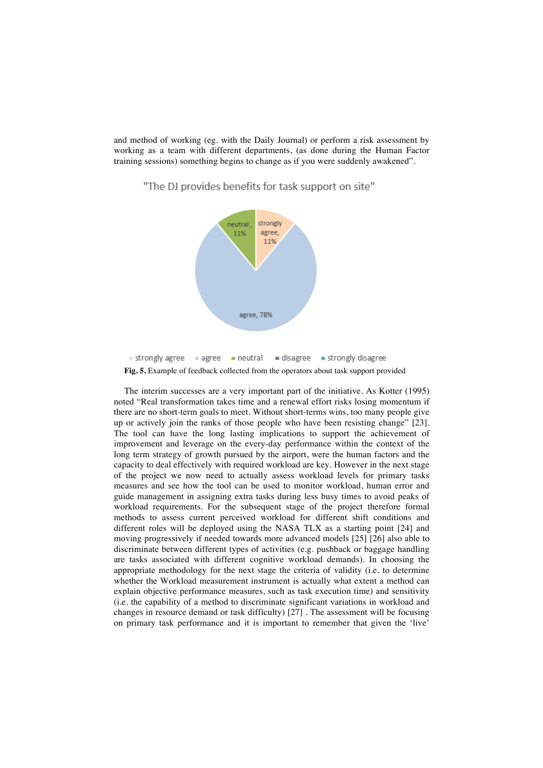and method of working (eg. with the Daily Journal) or perform a risk assessment by working as a team with different departments, (as done during the Human Factor training sessions) something begins to change as if you were suddenly awakened".

**Fig. 5.** Example of feedback collected from the operators about task support provided

The interim successes are a very important part of the initiative. As Kotter (1995) noted "Real transformation takes time and a renewal effort risks losing momentum if there are no short-term goals to meet. Without short-terms wins, too many people give up or actively join the ranks of those people who have been resisting change" [23]. The tool can have the long lasting implications to support the achievement of improvement and leverage on the every-day performance within the context of the long term strategy of growth pursued by the airport, were the human factors and the capacity to deal effectively with required workload are key. However in the next stage of the project we now need to actually assess workload levels for primary tasks measures and see how the tool can be used to monitor workload, human error and guide management in assigning extra tasks during less busy times to avoid peaks of workload requirements. For the subsequent stage of the project therefore formal methods to assess current perceived workload for different shift conditions and different roles will be deployed using the NASA TLX as a starting point [24] and moving progressively if needed towards more advanced models [25] [26] also able to discriminate between different types of activities (e.g. pushback or baggage handling are tasks associated with different cognitive workload demands). In choosing the appropriate methodology for the next stage the criteria of validity (i.e. to determine whether the Workload measurement instrument is actually what extent a method can explain objective performance measures, such as task execution time) and sensitivity (i.e. the capability of a method to discriminate significant variations in workload and changes in resource demand or task difficulty) [27] . The assessment will be focusing on primary task performance and it is important to remember that given the 'live'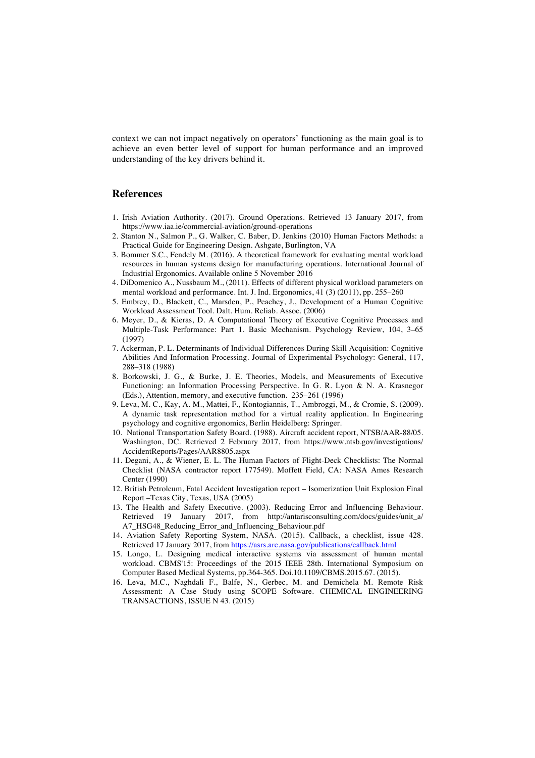context we can not impact negatively on operators' functioning as the main goal is to achieve an even better level of support for human performance and an improved understanding of the key drivers behind it.

## References

1. Irish Aviation Authority. (2017). Ground Operations. Retrieved 13 January 2017, from https://www.iaa.ie/commercial-aviation/ground-operations
2. Stanton N., Salmon P., G. Walker, C. Baber, D. Jenkins (2010) Human Factors Methods: a Practical Guide for Engineering Design. Ashgate, Burlington, VA
3. Bommer S.C., Fendely M. (2016). A theoretical framework for evaluating mental workload resources in human systems design for manufacturing operations. International Journal of Industrial Ergonomics. Available online 5 November 2016
4. DiDomenico A., Nussbaum M., (2011). Effects of different physical workload parameters on mental workload and performance. Int. J. Ind. Ergonomics, 41 (3) (2011), pp. 255–260
5. Embrey, D., Blackett, C., Marsden, P., Peachey, J., Development of a Human Cognitive Workload Assessment Tool. Dalt. Hum. Reliab. Assoc. (2006)
6. Meyer, D., & Kieras, D. A Computational Theory of Executive Cognitive Processes and Multiple-Task Performance: Part 1. Basic Mechanism. Psychology Review, 104, 3–65 (1997)
7. Ackerman, P. L. Determinants of Individual Differences During Skill Acquisition: Cognitive Abilities And Information Processing. Journal of Experimental Psychology: General, 117, 288–318 (1988)
8. Borkowski, J. G., & Burke, J. E. Theories, Models, and Measurements of Executive Functioning: an Information Processing Perspective. In G. R. Lyon & N. A. Krasnegor (Eds.), Attention, memory, and executive function. 235–261 (1996)
9. Leva, M. C., Kay, A. M., Mattei, F., Kontogiannis, T., Ambroggi, M., & Cromie, S. (2009). A dynamic task representation method for a virtual reality application. In Engineering psychology and cognitive ergonomics, Berlin Heidelberg: Springer.
10. National Transportation Safety Board. (1988). Aircraft accident report, NTSB/AAR-88/05. Washington, DC. Retrieved 2 February 2017, from https://www.ntsb.gov/investigations/AccidentReports/Pages/AAR8805.aspx
11. Degani, A., & Wiener, E. L. The Human Factors of Flight-Deck Checklists: The Normal Checklist (NASA contractor report 177549). Moffett Field, CA: NASA Ames Research Center (1990)
12. British Petroleum, Fatal Accident Investigation report – Isomerization Unit Explosion Final Report –Texas City, Texas, USA (2005)
13. The Health and Safety Executive. (2003). Reducing Error and Influencing Behaviour. Retrieved 19 January 2017, from http://antarisconsulting.com/docs/guides/unit_a/A7_HSG48_Reducing_Error_and_Influencing_Behaviour.pdf
14. Aviation Safety Reporting System, NASA. (2015). Callback, a checklist, issue 428. Retrieved 17 January 2017, from https://asrs.arc.nasa.gov/publications/callback.html
15. Longo, L. Designing medical interactive systems via assessment of human mental workload. CBMS'15: Proceedings of the 2015 IEEE 28th. International Symposium on Computer Based Medical Systems, pp.364-365. Doi.10.1109/CBMS.2015.67. (2015).
16. Leva, M.C., Naghdali F., Balfe, N., Gerbec, M. and Demichela M. Remote Risk Assessment: A Case Study using SCOPE Software. CHEMICAL ENGINEERING TRANSACTIONS, ISSUE N 43. (2015)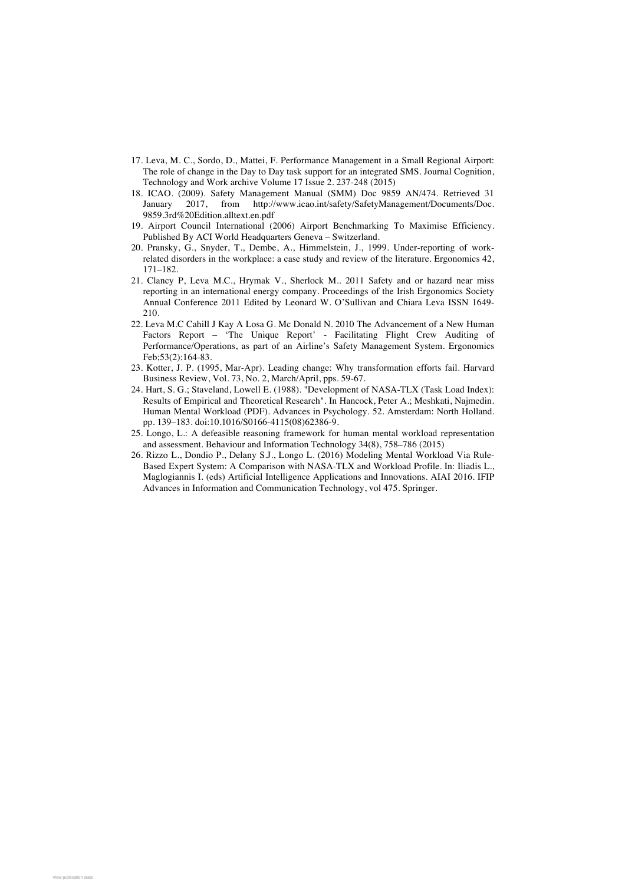17. Leva, M. C., Sordo, D., Mattei, F. Performance Management in a Small Regional Airport: The role of change in the Day to Day task support for an integrated SMS. Journal Cognition, Technology and Work archive Volume 17 Issue 2. 237-248 (2015)
18. ICAO. (2009). Safety Management Manual (SMM) Doc 9859 AN/474. Retrieved 31 January 2017, from http://www.icao.int/safety/SafetyManagement/Documents/Doc.9859.3rd%20Edition.alltext.en.pdf
19. Airport Council International (2006) Airport Benchmarking To Maximise Efficiency. Published By ACI World Headquarters Geneva – Switzerland.
20. Pransky, G., Snyder, T., Dembe, A., Himmelstein, J., 1999. Under-reporting of work-related disorders in the workplace: a case study and review of the literature. Ergonomics 42, 171–182.
21. Clancy P, Leva M.C., Hrymak V., Sherlock M.. 2011 Safety and or hazard near miss reporting in an international energy company. Proceedings of the Irish Ergonomics Society Annual Conference 2011 Edited by Leonard W. O'Sullivan and Chiara Leva ISSN 1649-210.
22. Leva M.C Cahill J Kay A Losa G. Mc Donald N. 2010 The Advancement of a New Human Factors Report – 'The Unique Report' - Facilitating Flight Crew Auditing of Performance/Operations, as part of an Airline's Safety Management System. Ergonomics Feb;53(2):164-83.
23. Kotter, J. P. (1995, Mar-Apr). Leading change: Why transformation efforts fail. Harvard Business Review, Vol. 73, No. 2, March/April, pps. 59-67.
24. Hart, S. G.; Staveland, Lowell E. (1988). "Development of NASA-TLX (Task Load Index): Results of Empirical and Theoretical Research". In Hancock, Peter A.; Meshkati, Najmedin. Human Mental Workload (PDF). Advances in Psychology. 52. Amsterdam: North Holland. pp. 139–183. doi:10.1016/S0166-4115(08)62386-9.
25. Longo, L.: A defeasible reasoning framework for human mental workload representation and assessment. Behaviour and Information Technology 34(8), 758–786 (2015)
26. Rizzo L., Dondio P., Delany S.J., Longo L. (2016) Modeling Mental Workload Via Rule-Based Expert System: A Comparison with NASA-TLX and Workload Profile. In: Iliadis L., Maglogiannis I. (eds) Artificial Intelligence Applications and Innovations. AIAI 2016. IFIP Advances in Information and Communication Technology, vol 475. Springer.